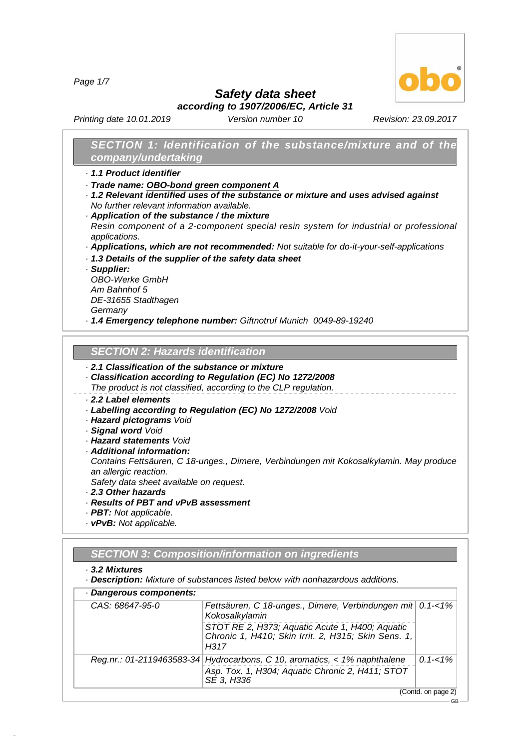# Safety data sheet

**according to 1907/2006/EC, Article 31**

*Printing date 10.01.2019* | *Version number 10* | *Revision: 23.09.2017*

## SECTION 1: Identification of the substance/mixture and of the company/undertaking

- **1.1 Product identifier**
- **Trade name: OBO-bond green component A**
- **1.2 Relevant identified uses of the substance or mixture and uses advised against**
  No further relevant information available.
- **Application of the substance / the mixture**
  Resin component of a 2-component special resin system for industrial or professional applications.
- **Applications, which are not recommended:** Not suitable for do-it-your-self-applications
- **1.3 Details of the supplier of the safety data sheet**
- **Supplier:**
  OBO-Werke GmbH
  Am Bahnhof 5
  DE-31655 Stadthagen
  Germany
- **1.4 Emergency telephone number:** Giftnotruf Munich 0049-89-19240

## SECTION 2: Hazards identification

- **2.1 Classification of the substance or mixture**
- **Classification according to Regulation (EC) No 1272/2008**
  The product is not classified, according to the CLP regulation.
- **2.2 Label elements**
- **Labelling according to Regulation (EC) No 1272/2008** Void
- **Hazard pictograms** Void
- **Signal word** Void
- **Hazard statements** Void
- **Additional information:**
  Contains Fettsäuren, C 18-unges., Dimere, Verbindungen mit Kokosalkylamin. May produce an allergic reaction.
  Safety data sheet available on request.
- **2.3 Other hazards**
- **Results of PBT and vPvB assessment**
- **PBT:** Not applicable.
- **vPvB:** Not applicable.

## SECTION 3: Composition/information on ingredients

- **3.2 Mixtures**
- **Description:** Mixture of substances listed below with nonhazardous additions.

**Dangerous components:**

| Identifier | Component / Classification | Concentration |
|---|---|---|
| CAS: 68647-95-0 | Fettsäuren, C 18-unges., Dimere, Verbindungen mit Kokosalkylamin<br>STOT RE 2, H373; Aquatic Acute 1, H400; Aquatic Chronic 1, H410; Skin Irrit. 2, H315; Skin Sens. 1, H317 | 0.1-<1% |
| Reg.nr.: 01-2119463583-34 | Hydrocarbons, C 10, aromatics, < 1% naphthalene<br>Asp. Tox. 1, H304; Aquatic Chronic 2, H411; STOT SE 3, H336 | 0.1-<1% |

(Contd. on page 2)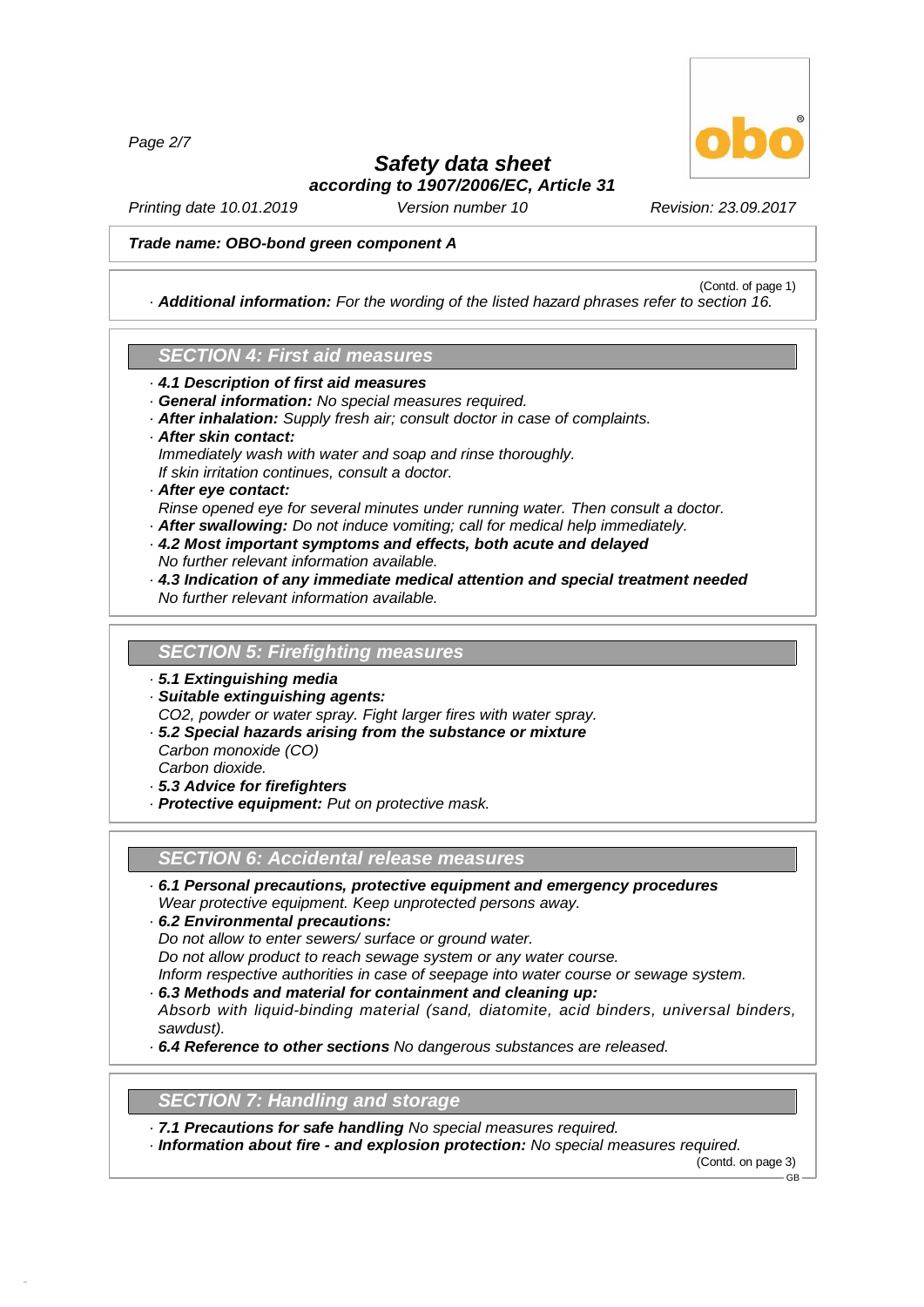**Trade name: OBO-bond green component A**

(Contd. of page 1)

· **Additional information:** For the wording of the listed hazard phrases refer to section 16.

## SECTION 4: First aid measures

· **4.1 Description of first aid measures**
· **General information:** No special measures required.
· **After inhalation:** Supply fresh air; consult doctor in case of complaints.
· **After skin contact:**
Immediately wash with water and soap and rinse thoroughly.
If skin irritation continues, consult a doctor.
· **After eye contact:**
Rinse opened eye for several minutes under running water. Then consult a doctor.
· **After swallowing:** Do not induce vomiting; call for medical help immediately.
· **4.2 Most important symptoms and effects, both acute and delayed**
No further relevant information available.
· **4.3 Indication of any immediate medical attention and special treatment needed**
No further relevant information available.

## SECTION 5: Firefighting measures

· **5.1 Extinguishing media**
· **Suitable extinguishing agents:**
$CO_2$, powder or water spray. Fight larger fires with water spray.
· **5.2 Special hazards arising from the substance or mixture**
Carbon monoxide (CO)
Carbon dioxide.
· **5.3 Advice for firefighters**
· **Protective equipment:** Put on protective mask.

## SECTION 6: Accidental release measures

· **6.1 Personal precautions, protective equipment and emergency procedures**
Wear protective equipment. Keep unprotected persons away.
· **6.2 Environmental precautions:**
Do not allow to enter sewers/ surface or ground water.
Do not allow product to reach sewage system or any water course.
Inform respective authorities in case of seepage into water course or sewage system.
· **6.3 Methods and material for containment and cleaning up:**
Absorb with liquid-binding material (sand, diatomite, acid binders, universal binders, sawdust).
· **6.4 Reference to other sections** No dangerous substances are released.

## SECTION 7: Handling and storage

· **7.1 Precautions for safe handling** No special measures required.
· **Information about fire - and explosion protection:** No special measures required.

(Contd. on page 3)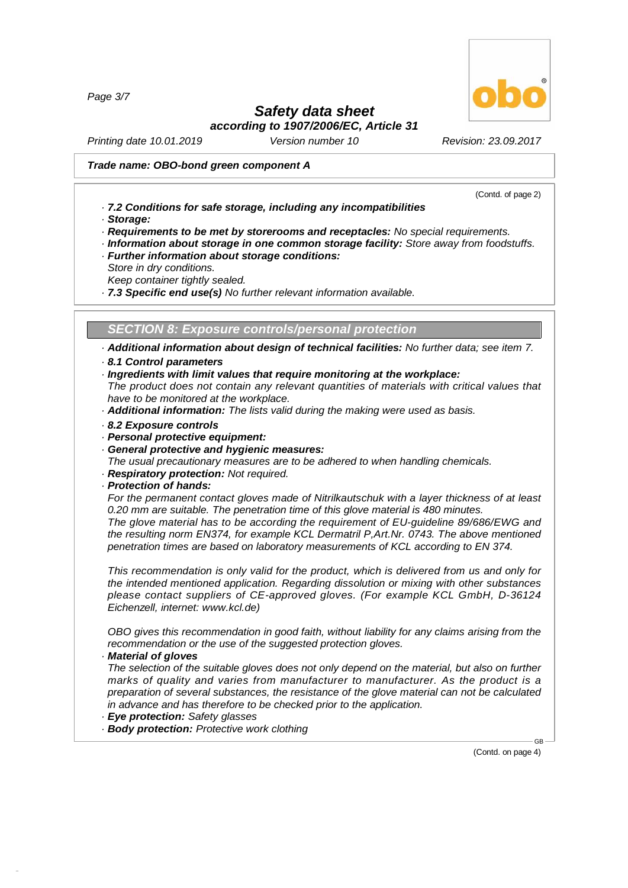**Trade name: OBO-bond green component A**

(Contd. of page 2)

· ***7.2 Conditions for safe storage, including any incompatibilities***
· ***Storage:***
· ***Requirements to be met by storerooms and receptacles:*** *No special requirements.*
· ***Information about storage in one common storage facility:*** *Store away from foodstuffs.*
· ***Further information about storage conditions:***
*Store in dry conditions.*
*Keep container tightly sealed.*
· ***7.3 Specific end use(s)*** *No further relevant information available.*

## *SECTION 8: Exposure controls/personal protection*

· ***Additional information about design of technical facilities:*** *No further data; see item 7.*
· ***8.1 Control parameters***
· ***Ingredients with limit values that require monitoring at the workplace:***
*The product does not contain any relevant quantities of materials with critical values that have to be monitored at the workplace.*
· ***Additional information:*** *The lists valid during the making were used as basis.*
· ***8.2 Exposure controls***
· ***Personal protective equipment:***
· ***General protective and hygienic measures:***
*The usual precautionary measures are to be adhered to when handling chemicals.*
· ***Respiratory protection:*** *Not required.*
· ***Protection of hands:***
*For the permanent contact gloves made of Nitrilkautschuk with a layer thickness of at least 0.20 mm are suitable. The penetration time of this glove material is 480 minutes.*
*The glove material has to be according the requirement of EU-guideline 89/686/EWG and the resulting norm EN374, for example KCL Dermatril P,Art.Nr. 0743. The above mentioned penetration times are based on laboratory measurements of KCL according to EN 374.*

*This recommendation is only valid for the product, which is delivered from us and only for the intended mentioned application. Regarding dissolution or mixing with other substances please contact suppliers of CE-approved gloves. (For example KCL GmbH, D-36124 Eichenzell, internet: www.kcl.de)*

*OBO gives this recommendation in good faith, without liability for any claims arising from the recommendation or the use of the suggested protection gloves.*
· ***Material of gloves***
*The selection of the suitable gloves does not only depend on the material, but also on further marks of quality and varies from manufacturer to manufacturer. As the product is a preparation of several substances, the resistance of the glove material can not be calculated in advance and has therefore to be checked prior to the application.*
· ***Eye protection:*** *Safety glasses*
· ***Body protection:*** *Protective work clothing*

(Contd. on page 4)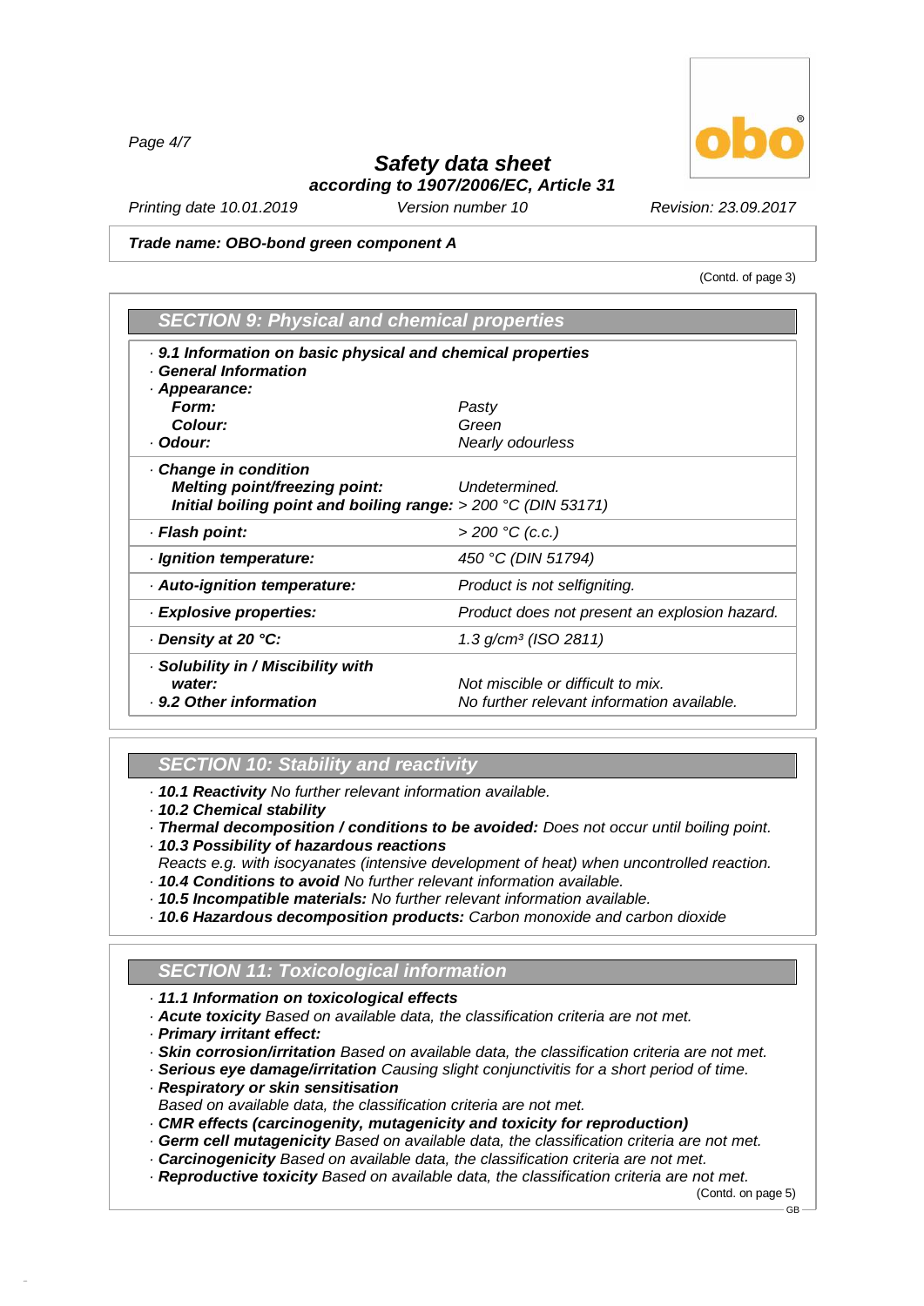# Safety data sheet

**according to 1907/2006/EC, Article 31**

*Printing date 10.01.2019* *Version number 10* *Revision: 23.09.2017*

**Trade name: OBO-bond green component A**

(Contd. of page 3)

## SECTION 9: Physical and chemical properties

| · 9.1 Information on basic physical and chemical properties | |
|---|---|
| · General Information | |
| · Appearance: | |
| Form: | Pasty |
| Colour: | Green |
| · Odour: | Nearly odourless |
| · Change in condition | |
| Melting point/freezing point: | Undetermined. |
| Initial boiling point and boiling range: | > 200 °C (DIN 53171) |
| · Flash point: | > 200 °C (c.c.) |
| · Ignition temperature: | 450 °C (DIN 51794) |
| · Auto-ignition temperature: | Product is not selfigniting. |
| · Explosive properties: | Product does not present an explosion hazard. |
| · Density at 20 °C: | 1.3 g/cm³ (ISO 2811) |
| · Solubility in / Miscibility with water: | Not miscible or difficult to mix. |
| · 9.2 Other information | No further relevant information available. |

## SECTION 10: Stability and reactivity

- **10.1 Reactivity** *No further relevant information available.*
- **10.2 Chemical stability**
- **Thermal decomposition / conditions to be avoided:** *Does not occur until boiling point.*
- **10.3 Possibility of hazardous reactions**
  *Reacts e.g. with isocyanates (intensive development of heat) when uncontrolled reaction.*
- **10.4 Conditions to avoid** *No further relevant information available.*
- **10.5 Incompatible materials:** *No further relevant information available.*
- **10.6 Hazardous decomposition products:** *Carbon monoxide and carbon dioxide*

## SECTION 11: Toxicological information

- **11.1 Information on toxicological effects**
- **Acute toxicity** *Based on available data, the classification criteria are not met.*
- **Primary irritant effect:**
- **Skin corrosion/irritation** *Based on available data, the classification criteria are not met.*
- **Serious eye damage/irritation** *Causing slight conjunctivitis for a short period of time.*
- **Respiratory or skin sensitisation**
  *Based on available data, the classification criteria are not met.*
- **CMR effects (carcinogenity, mutagenicity and toxicity for reproduction)**
- **Germ cell mutagenicity** *Based on available data, the classification criteria are not met.*
- **Carcinogenicity** *Based on available data, the classification criteria are not met.*
- **Reproductive toxicity** *Based on available data, the classification criteria are not met.*

(Contd. on page 5)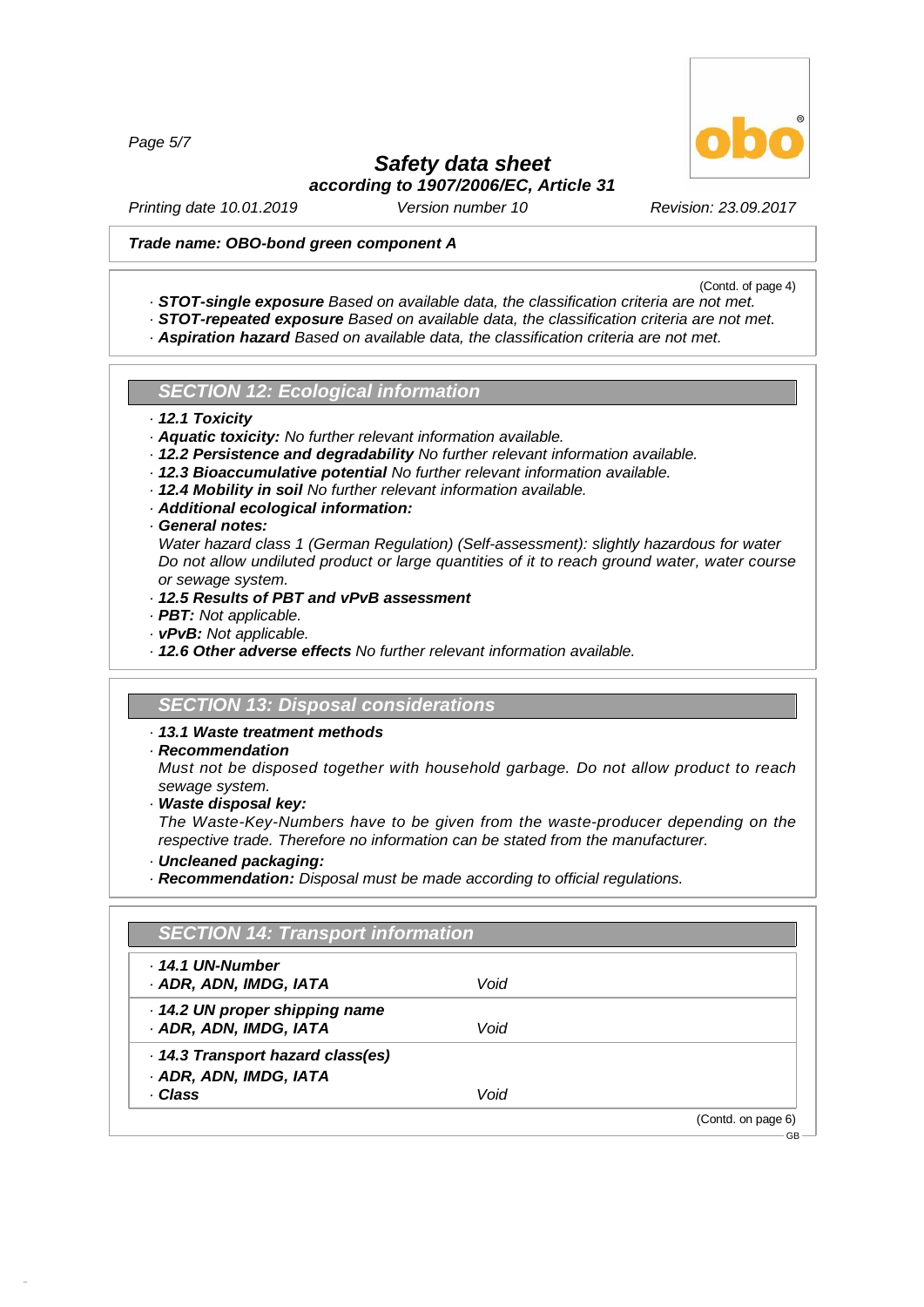**Trade name: OBO-bond green component A**

(Contd. of page 4)

- **STOT-single exposure** Based on available data, the classification criteria are not met.
- **STOT-repeated exposure** Based on available data, the classification criteria are not met.
- **Aspiration hazard** Based on available data, the classification criteria are not met.

## SECTION 12: Ecological information

- **12.1 Toxicity**
- **Aquatic toxicity:** No further relevant information available.
- **12.2 Persistence and degradability** No further relevant information available.
- **12.3 Bioaccumulative potential** No further relevant information available.
- **12.4 Mobility in soil** No further relevant information available.
- **Additional ecological information:**
- **General notes:**
  Water hazard class 1 (German Regulation) (Self-assessment): slightly hazardous for water
  Do not allow undiluted product or large quantities of it to reach ground water, water course or sewage system.
- **12.5 Results of PBT and vPvB assessment**
- **PBT:** Not applicable.
- **vPvB:** Not applicable.
- **12.6 Other adverse effects** No further relevant information available.

## SECTION 13: Disposal considerations

- **13.1 Waste treatment methods**
- **Recommendation**
  Must not be disposed together with household garbage. Do not allow product to reach sewage system.
- **Waste disposal key:**
  The Waste-Key-Numbers have to be given from the waste-producer depending on the respective trade. Therefore no information can be stated from the manufacturer.
- **Uncleaned packaging:**
- **Recommendation:** Disposal must be made according to official regulations.

## SECTION 14: Transport information

| | |
|---|---|
| **14.1 UN-Number** | |
| **ADR, ADN, IMDG, IATA** | Void |
| **14.2 UN proper shipping name** | |
| **ADR, ADN, IMDG, IATA** | Void |
| **14.3 Transport hazard class(es)** | |
| **ADR, ADN, IMDG, IATA** | |
| **Class** | Void |

(Contd. on page 6)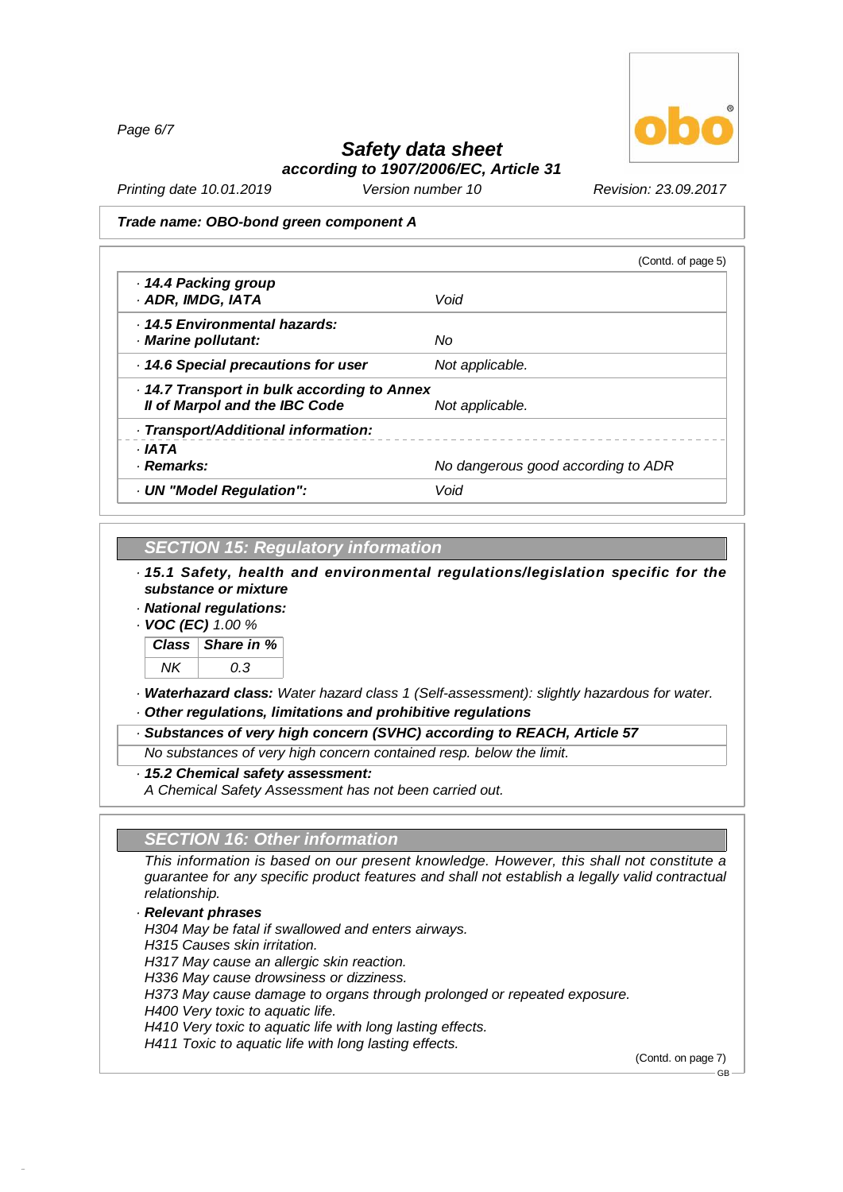**Trade name: OBO-bond green component A**

(Contd. of page 5)

| | |
|---|---|
| · ***14.4 Packing group*** · ***ADR, IMDG, IATA*** | *Void* |
| · ***14.5 Environmental hazards:*** · ***Marine pollutant:*** | *No* |
| · ***14.6 Special precautions for user*** | *Not applicable.* |
| · ***14.7 Transport in bulk according to Annex II of Marpol and the IBC Code*** | *Not applicable.* |
| · ***Transport/Additional information:*** | |
| · ***IATA*** · ***Remarks:*** | *No dangerous good according to ADR* |
| · ***UN "Model Regulation":*** | *Void* |

## SECTION 15: Regulatory information

· ***15.1 Safety, health and environmental regulations/legislation specific for the substance or mixture***

· ***National regulations:***

· ***VOC (EC)*** *1.00 %*

| Class | Share in % |
|---|---|
| NK | 0.3 |

· ***Waterhazard class:*** *Water hazard class 1 (Self-assessment): slightly hazardous for water.*

· ***Other regulations, limitations and prohibitive regulations***

· ***Substances of very high concern (SVHC) according to REACH, Article 57***

*No substances of very high concern contained resp. below the limit.*

· ***15.2 Chemical safety assessment:***

*A Chemical Safety Assessment has not been carried out.*

## SECTION 16: Other information

*This information is based on our present knowledge. However, this shall not constitute a guarantee for any specific product features and shall not establish a legally valid contractual relationship.*

· ***Relevant phrases***

*H304 May be fatal if swallowed and enters airways.*
*H315 Causes skin irritation.*
*H317 May cause an allergic skin reaction.*
*H336 May cause drowsiness or dizziness.*
*H373 May cause damage to organs through prolonged or repeated exposure.*
*H400 Very toxic to aquatic life.*
*H410 Very toxic to aquatic life with long lasting effects.*
*H411 Toxic to aquatic life with long lasting effects.*

(Contd. on page 7)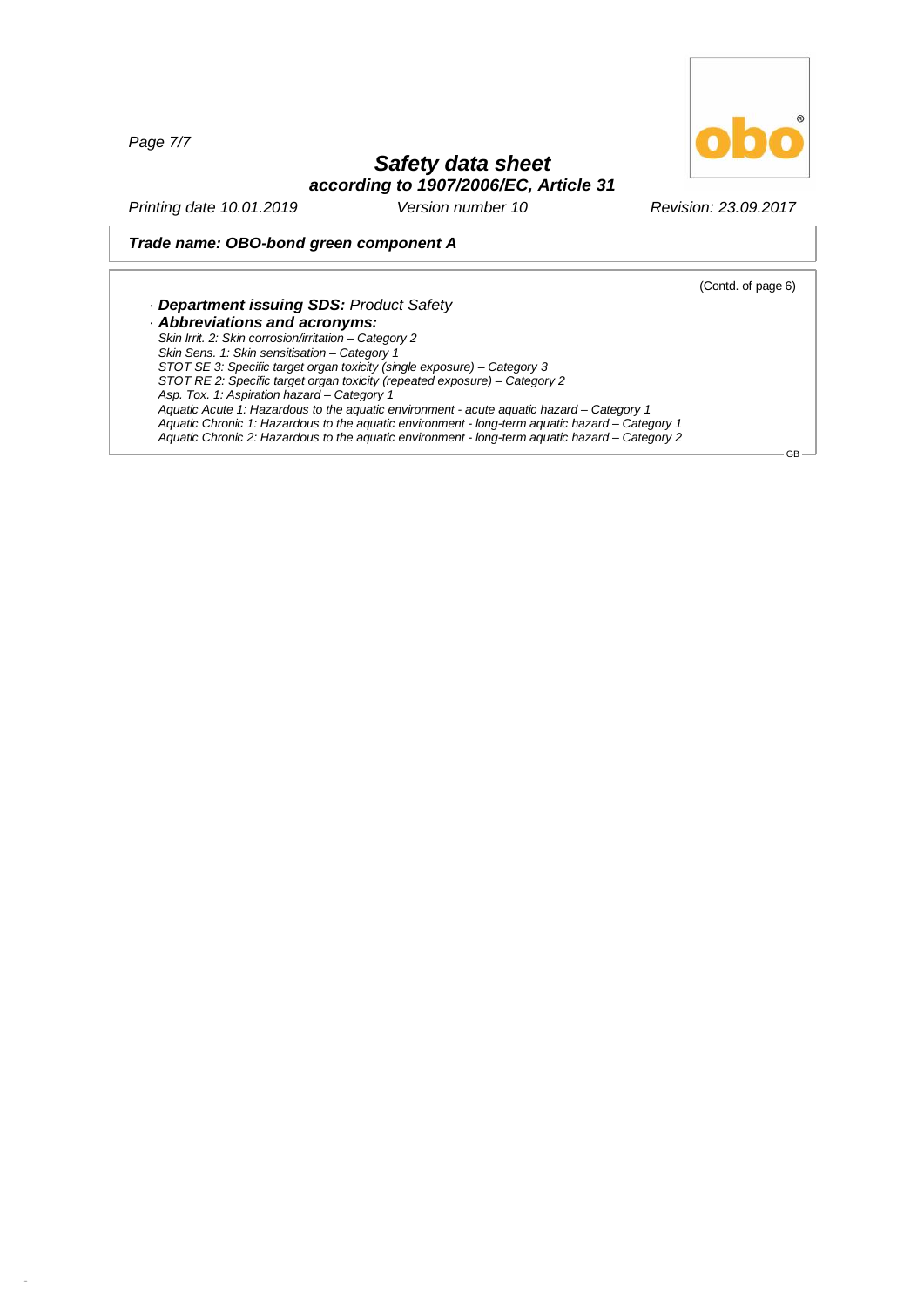(Contd. of page 6)

· **Department issuing SDS:** Product Safety

· **Abbreviations and acronyms:**

*Skin Irrit. 2: Skin corrosion/irritation – Category 2*
*Skin Sens. 1: Skin sensitisation – Category 1*
*STOT SE 3: Specific target organ toxicity (single exposure) – Category 3*
*STOT RE 2: Specific target organ toxicity (repeated exposure) – Category 2*
*Asp. Tox. 1: Aspiration hazard – Category 1*
*Aquatic Acute 1: Hazardous to the aquatic environment - acute aquatic hazard – Category 1*
*Aquatic Chronic 1: Hazardous to the aquatic environment - long-term aquatic hazard – Category 1*
*Aquatic Chronic 2: Hazardous to the aquatic environment - long-term aquatic hazard – Category 2*

GB